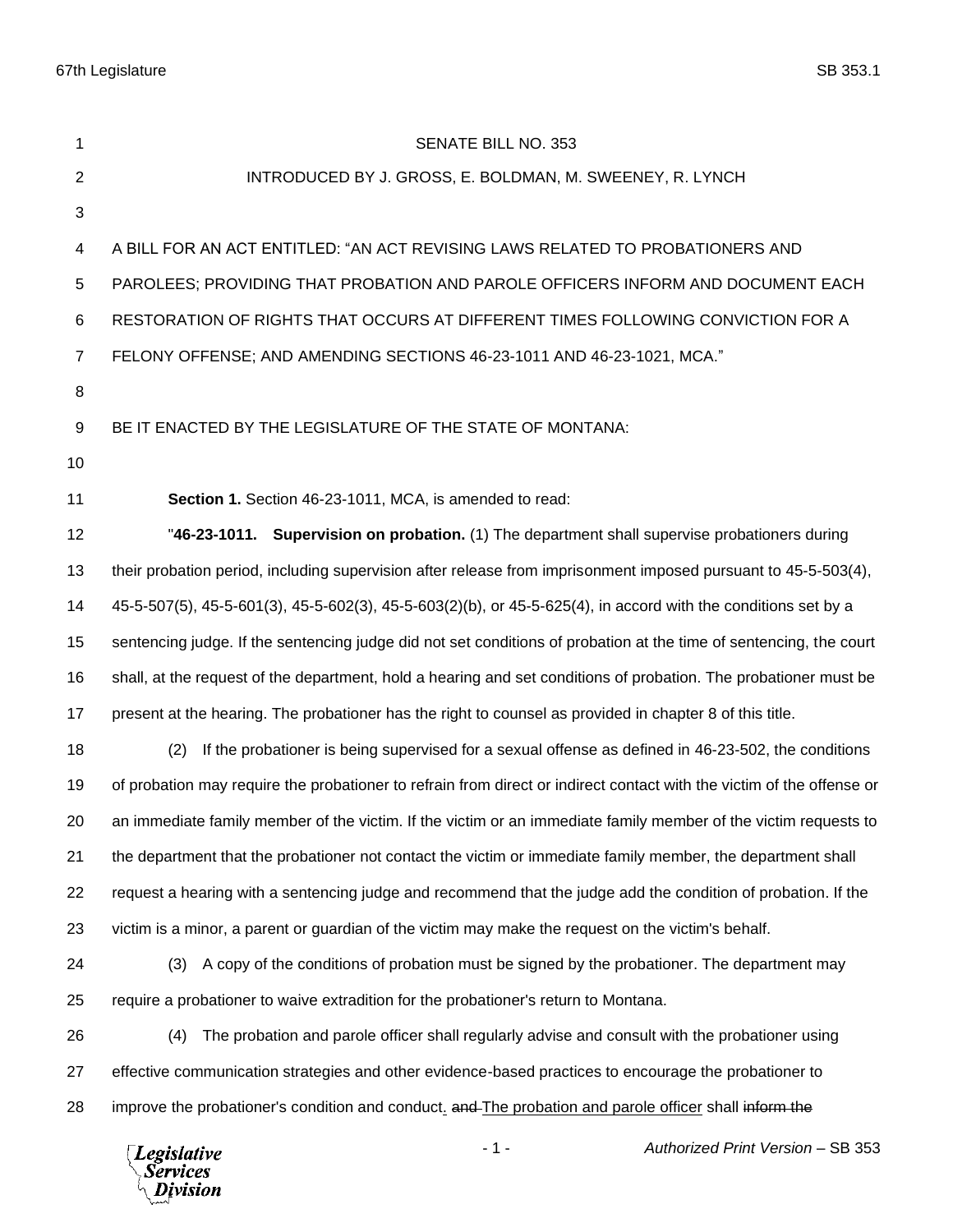SENATE BILL NO. 353

INTRODUCED BY J. GROSS, E. BOLDMAN, M. SWEENEY, R. LYNCH

A BILL FOR AN ACT ENTITLED: "AN ACT REVISING LAWS RELATED TO PROBATIONERS AND PAROLEES; PROVIDING THAT PROBATION AND PAROLE OFFICERS INFORM AND DOCUMENT EACH RESTORATION OF RIGHTS THAT OCCURS AT DIFFERENT TIMES FOLLOWING CONVICTION FOR A FELONY OFFENSE; AND AMENDING SECTIONS 46-23-1011 AND 46-23-1021, MCA."

BE IT ENACTED BY THE LEGISLATURE OF THE STATE OF MONTANA:

**Section 1.** Section 46-23-1011, MCA, is amended to read:

"**46-23-1011. Supervision on probation.** (1) The department shall supervise probationers during their probation period, including supervision after release from imprisonment imposed pursuant to 45-5-503(4), 45-5-507(5), 45-5-601(3), 45-5-602(3), 45-5-603(2)(b), or 45-5-625(4), in accord with the conditions set by a sentencing judge. If the sentencing judge did not set conditions of probation at the time of sentencing, the court shall, at the request of the department, hold a hearing and set conditions of probation. The probationer must be present at the hearing. The probationer has the right to counsel as provided in chapter 8 of this title.

(2) If the probationer is being supervised for a sexual offense as defined in 46-23-502, the conditions of probation may require the probationer to refrain from direct or indirect contact with the victim of the offense or an immediate family member of the victim. If the victim or an immediate family member of the victim requests to the department that the probationer not contact the victim or immediate family member, the department shall request a hearing with a sentencing judge and recommend that the judge add the condition of probation. If the victim is a minor, a parent or guardian of the victim may make the request on the victim's behalf.

(3) A copy of the conditions of probation must be signed by the probationer. The department may require a probationer to waive extradition for the probationer's return to Montana.

(4) The probation and parole officer shall regularly advise and consult with the probationer using effective communication strategies and other evidence-based practices to encourage the probationer to improve the probationer's condition and conduct. ~~and~~ The probation and parole officer shall ~~inform the~~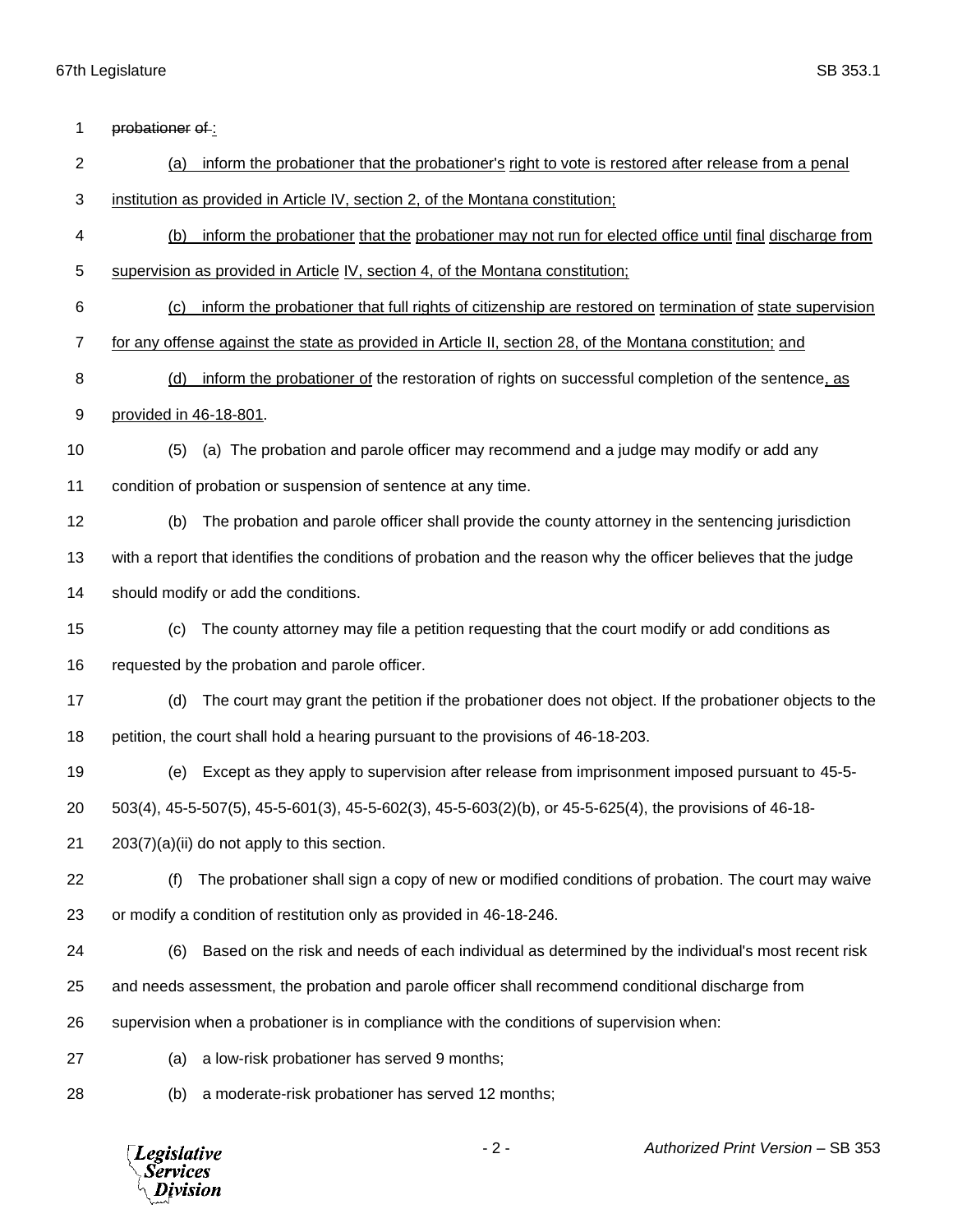probationer ~~of~~ :

(a) inform the probationer that the probationer's right to vote is restored after release from a penal institution as provided in Article IV, section 2, of the Montana constitution;

(b) inform the probationer that the probationer may not run for elected office until final discharge from supervision as provided in Article IV, section 4, of the Montana constitution;

(c) inform the probationer that full rights of citizenship are restored on termination of state supervision for any offense against the state as provided in Article II, section 28, of the Montana constitution; and

(d) inform the probationer of the restoration of rights on successful completion of the sentence, as provided in 46-18-801.

(5) (a) The probation and parole officer may recommend and a judge may modify or add any condition of probation or suspension of sentence at any time.

(b) The probation and parole officer shall provide the county attorney in the sentencing jurisdiction with a report that identifies the conditions of probation and the reason why the officer believes that the judge should modify or add the conditions.

(c) The county attorney may file a petition requesting that the court modify or add conditions as requested by the probation and parole officer.

(d) The court may grant the petition if the probationer does not object. If the probationer objects to the petition, the court shall hold a hearing pursuant to the provisions of 46-18-203.

(e) Except as they apply to supervision after release from imprisonment imposed pursuant to 45-5-503(4), 45-5-507(5), 45-5-601(3), 45-5-602(3), 45-5-603(2)(b), or 45-5-625(4), the provisions of 46-18-203(7)(a)(ii) do not apply to this section.

(f) The probationer shall sign a copy of new or modified conditions of probation. The court may waive or modify a condition of restitution only as provided in 46-18-246.

(6) Based on the risk and needs of each individual as determined by the individual's most recent risk and needs assessment, the probation and parole officer shall recommend conditional discharge from supervision when a probationer is in compliance with the conditions of supervision when:

(a) a low-risk probationer has served 9 months;

(b) a moderate-risk probationer has served 12 months;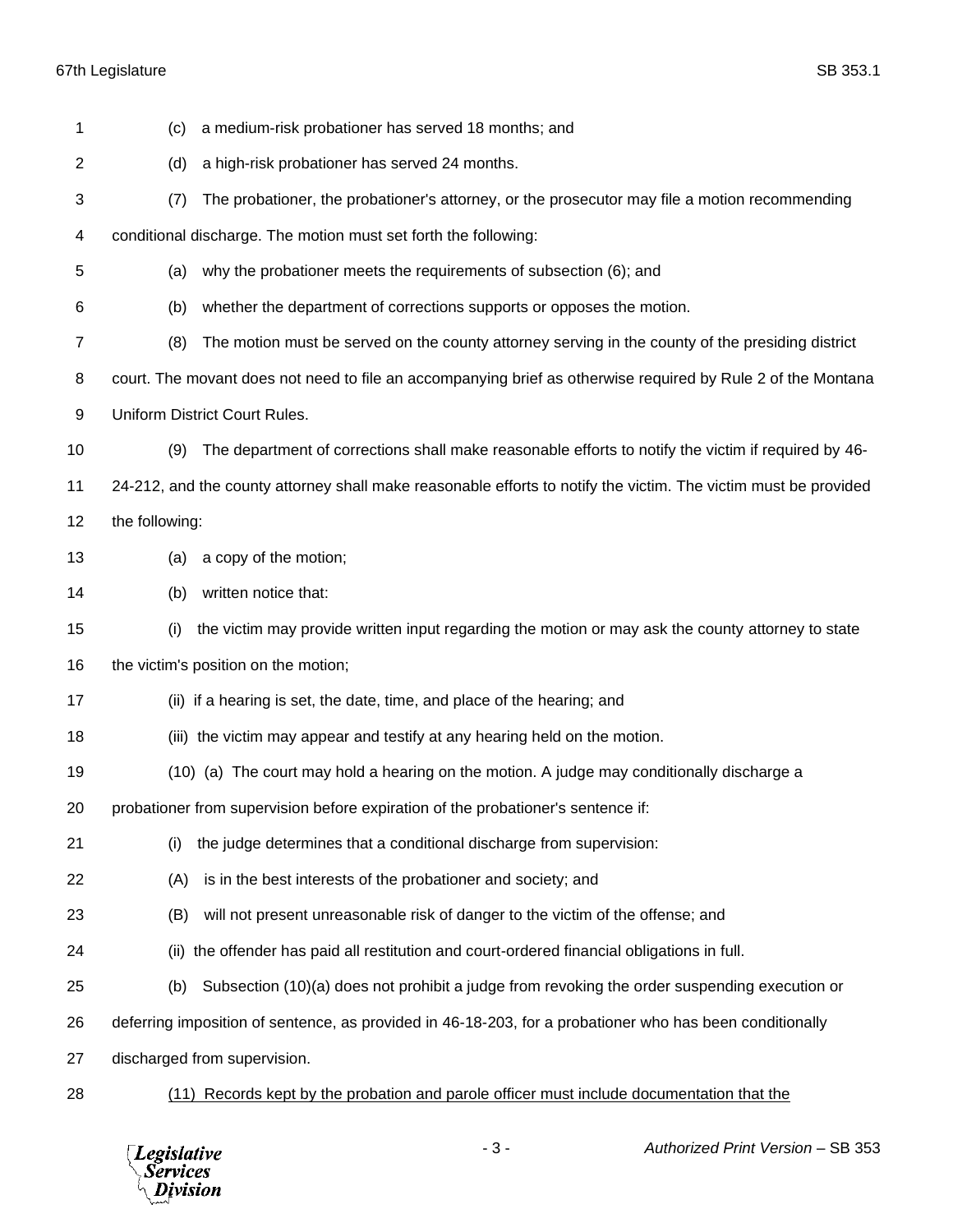(c) a medium-risk probationer has served 18 months; and

(d) a high-risk probationer has served 24 months.

(7) The probationer, the probationer's attorney, or the prosecutor may file a motion recommending conditional discharge. The motion must set forth the following:

(a) why the probationer meets the requirements of subsection (6); and

(b) whether the department of corrections supports or opposes the motion.

(8) The motion must be served on the county attorney serving in the county of the presiding district court. The movant does not need to file an accompanying brief as otherwise required by Rule 2 of the Montana Uniform District Court Rules.

(9) The department of corrections shall make reasonable efforts to notify the victim if required by 46-24-212, and the county attorney shall make reasonable efforts to notify the victim. The victim must be provided the following:

(a) a copy of the motion;

(b) written notice that:

(i) the victim may provide written input regarding the motion or may ask the county attorney to state the victim's position on the motion;

(ii) if a hearing is set, the date, time, and place of the hearing; and

(iii) the victim may appear and testify at any hearing held on the motion.

(10) (a) The court may hold a hearing on the motion. A judge may conditionally discharge a probationer from supervision before expiration of the probationer's sentence if:

(i) the judge determines that a conditional discharge from supervision:

(A) is in the best interests of the probationer and society; and

(B) will not present unreasonable risk of danger to the victim of the offense; and

(ii) the offender has paid all restitution and court-ordered financial obligations in full.

(b) Subsection (10)(a) does not prohibit a judge from revoking the order suspending execution or deferring imposition of sentence, as provided in 46-18-203, for a probationer who has been conditionally discharged from supervision.

<u>(11) Records kept by the probation and parole officer must include documentation that the</u>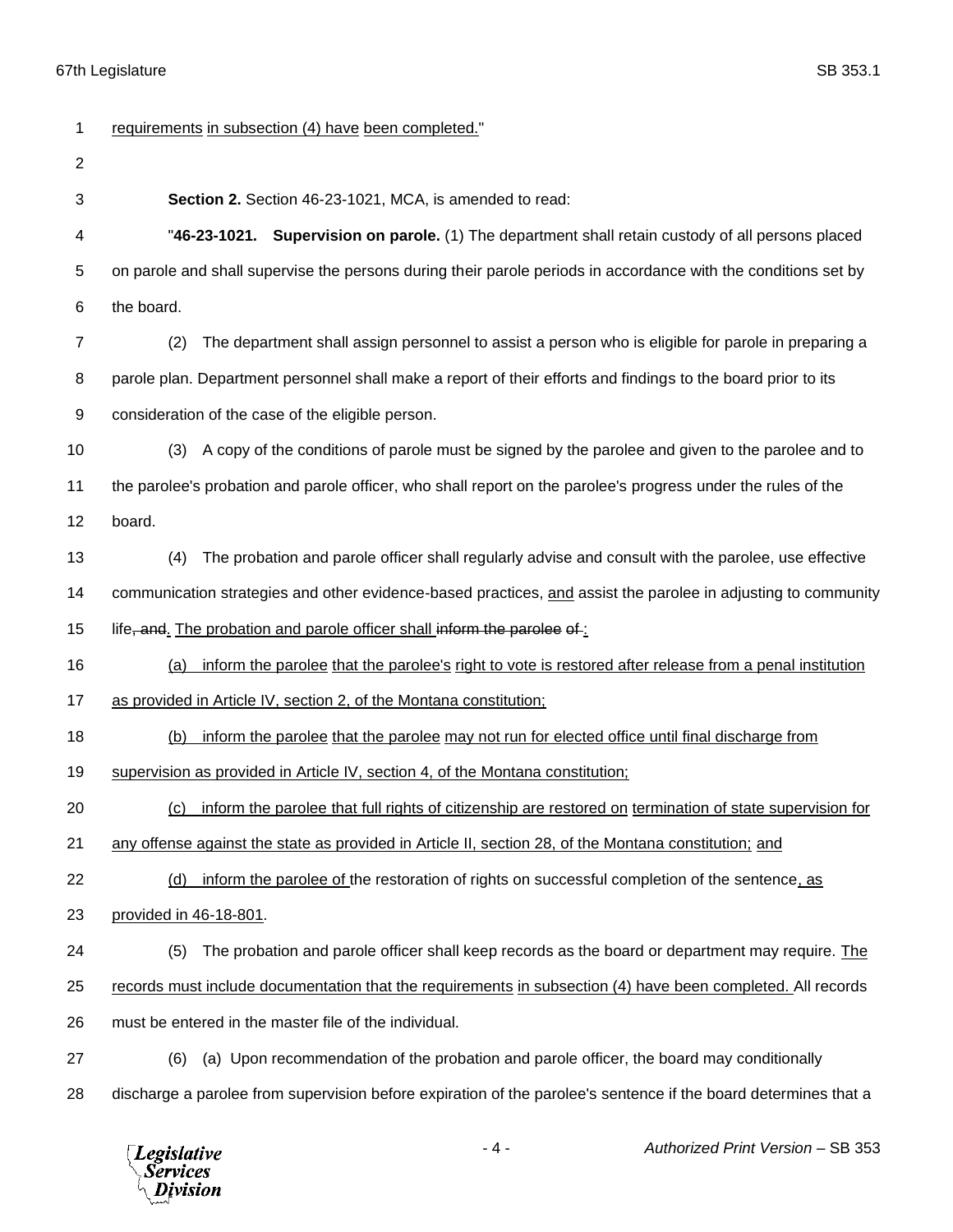requirements in subsection (4) have been completed."

**Section 2.** Section 46-23-1021, MCA, is amended to read:

"**46-23-1021. Supervision on parole.** (1) The department shall retain custody of all persons placed on parole and shall supervise the persons during their parole periods in accordance with the conditions set by the board.

(2) The department shall assign personnel to assist a person who is eligible for parole in preparing a parole plan. Department personnel shall make a report of their efforts and findings to the board prior to its consideration of the case of the eligible person.

(3) A copy of the conditions of parole must be signed by the parolee and given to the parolee and to the parolee's probation and parole officer, who shall report on the parolee's progress under the rules of the board.

(4) The probation and parole officer shall regularly advise and consult with the parolee, use effective communication strategies and other evidence-based practices, and assist the parolee in adjusting to community life~~, and~~. The probation and parole officer shall ~~inform the parolee of~~ :

(a) inform the parolee that the parolee's right to vote is restored after release from a penal institution as provided in Article IV, section 2, of the Montana constitution;

(b) inform the parolee that the parolee may not run for elected office until final discharge from supervision as provided in Article IV, section 4, of the Montana constitution;

(c) inform the parolee that full rights of citizenship are restored on termination of state supervision for any offense against the state as provided in Article II, section 28, of the Montana constitution; and

(d) inform the parolee of the restoration of rights on successful completion of the sentence, as provided in 46-18-801.

(5) The probation and parole officer shall keep records as the board or department may require. The records must include documentation that the requirements in subsection (4) have been completed. All records must be entered in the master file of the individual.

(6) (a) Upon recommendation of the probation and parole officer, the board may conditionally discharge a parolee from supervision before expiration of the parolee's sentence if the board determines that a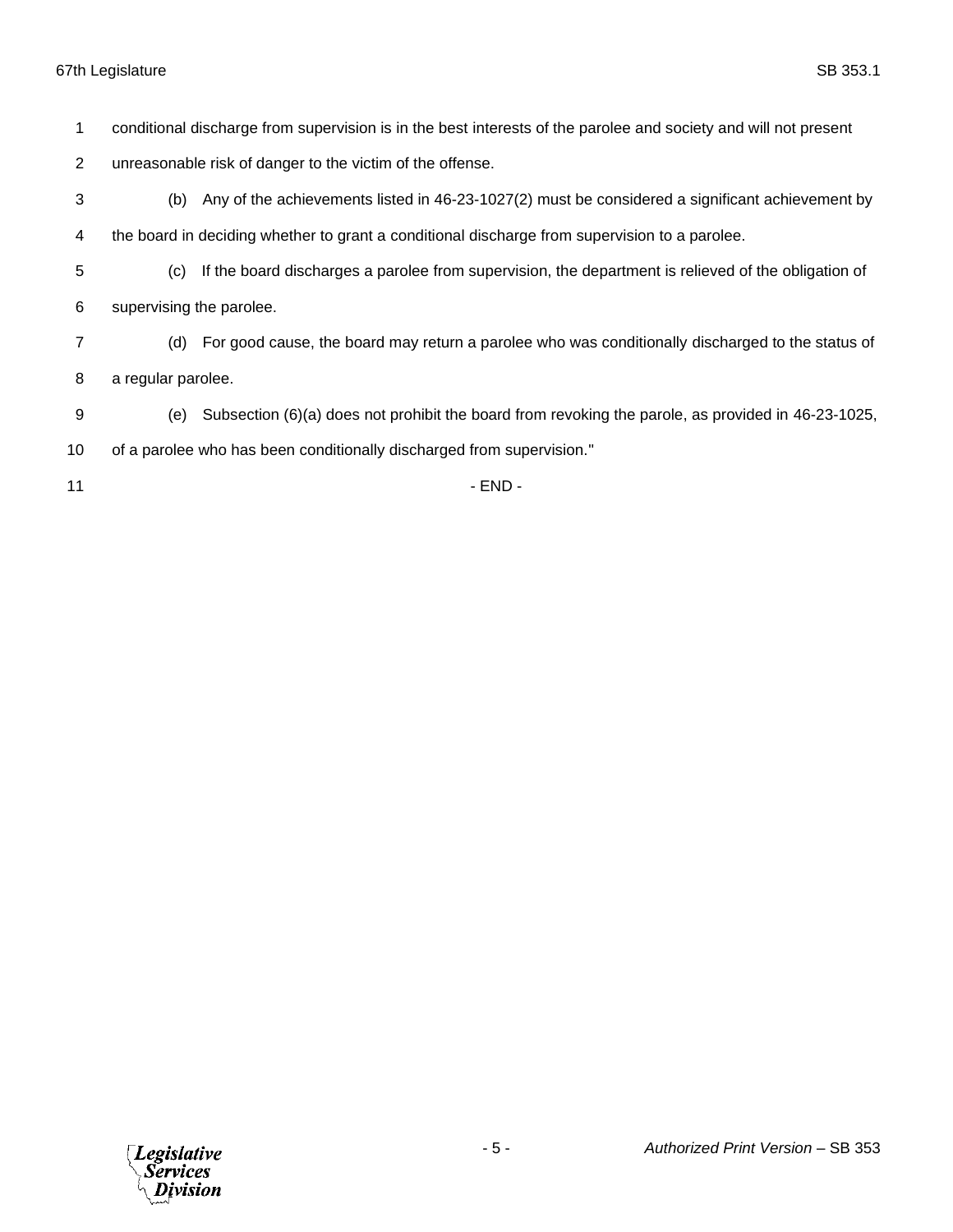conditional discharge from supervision is in the best interests of the parolee and society and will not present unreasonable risk of danger to the victim of the offense.

(b) Any of the achievements listed in 46-23-1027(2) must be considered a significant achievement by the board in deciding whether to grant a conditional discharge from supervision to a parolee.

(c) If the board discharges a parolee from supervision, the department is relieved of the obligation of supervising the parolee.

(d) For good cause, the board may return a parolee who was conditionally discharged to the status of a regular parolee.

(e) Subsection (6)(a) does not prohibit the board from revoking the parole, as provided in 46-23-1025, of a parolee who has been conditionally discharged from supervision."

\- END -